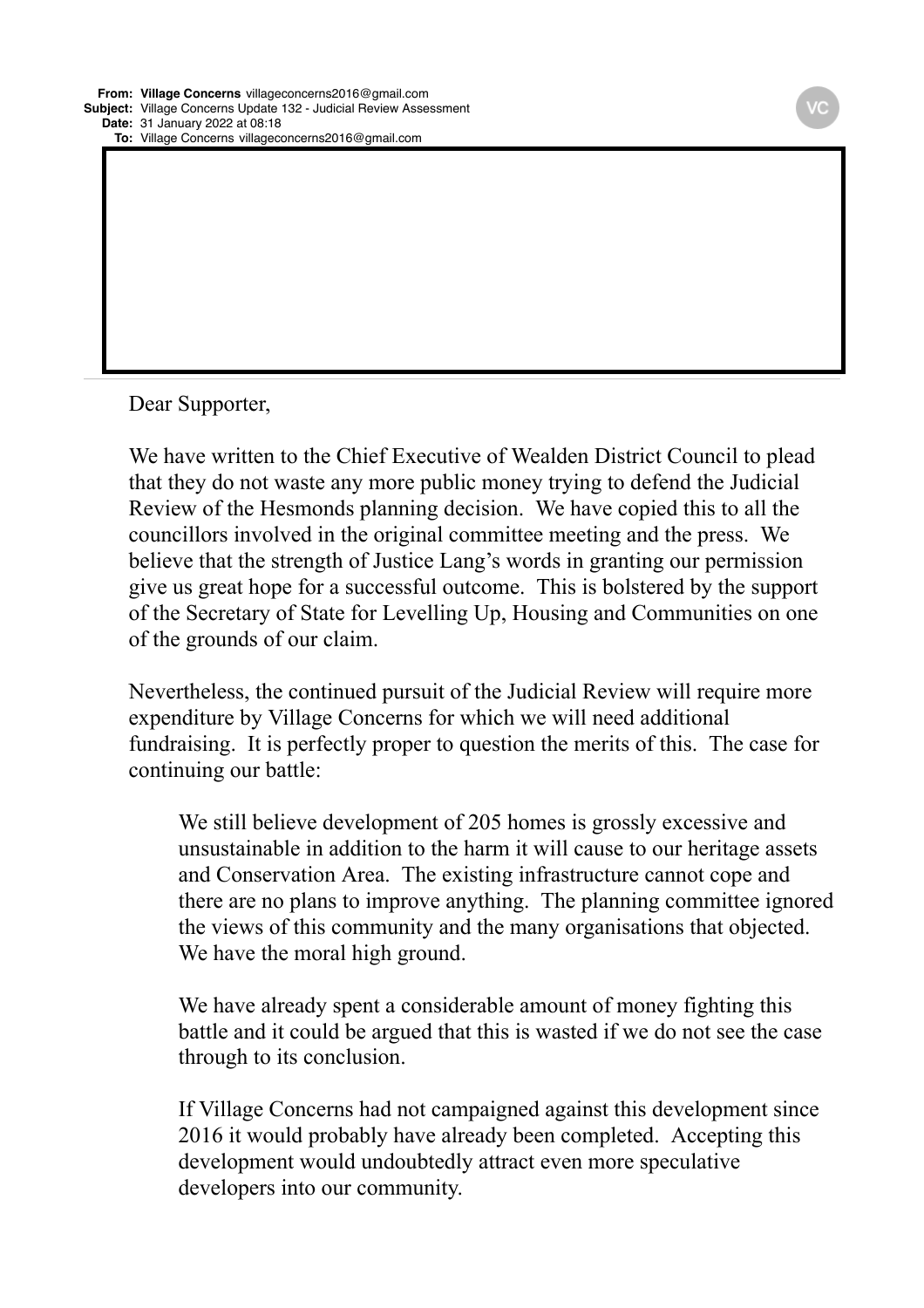**From:** **Village Concerns** villageconcerns2016@gmail.com
**Subject:** Village Concerns Update 132 - Judicial Review Assessment
**Date:** 31 January 2022 at 08:18
**To:** Village Concerns villageconcerns2016@gmail.com

Dear Supporter,

We have written to the Chief Executive of Wealden District Council to plead that they do not waste any more public money trying to defend the Judicial Review of the Hesmonds planning decision. We have copied this to all the councillors involved in the original committee meeting and the press. We believe that the strength of Justice Lang's words in granting our permission give us great hope for a successful outcome. This is bolstered by the support of the Secretary of State for Levelling Up, Housing and Communities on one of the grounds of our claim.

Nevertheless, the continued pursuit of the Judicial Review will require more expenditure by Village Concerns for which we will need additional fundraising. It is perfectly proper to question the merits of this. The case for continuing our battle:

> We still believe development of 205 homes is grossly excessive and unsustainable in addition to the harm it will cause to our heritage assets and Conservation Area. The existing infrastructure cannot cope and there are no plans to improve anything. The planning committee ignored the views of this community and the many organisations that objected. We have the moral high ground.
>
> We have already spent a considerable amount of money fighting this battle and it could be argued that this is wasted if we do not see the case through to its conclusion.
>
> If Village Concerns had not campaigned against this development since 2016 it would probably have already been completed. Accepting this development would undoubtedly attract even more speculative developers into our community.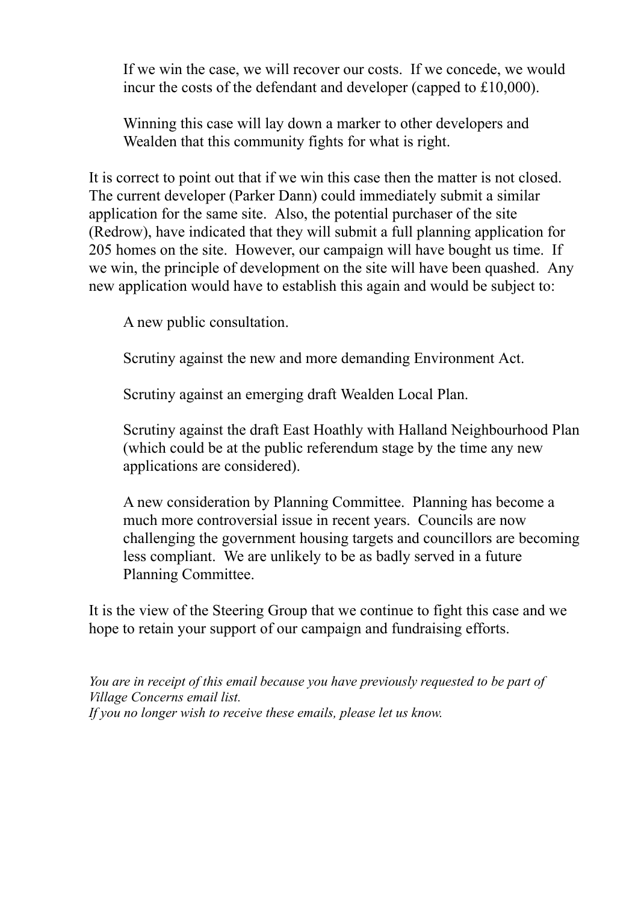If we win the case, we will recover our costs. If we concede, we would incur the costs of the defendant and developer (capped to £10,000).

Winning this case will lay down a marker to other developers and Wealden that this community fights for what is right.

It is correct to point out that if we win this case then the matter is not closed. The current developer (Parker Dann) could immediately submit a similar application for the same site. Also, the potential purchaser of the site (Redrow), have indicated that they will submit a full planning application for 205 homes on the site. However, our campaign will have bought us time. If we win, the principle of development on the site will have been quashed. Any new application would have to establish this again and would be subject to:

A new public consultation.

Scrutiny against the new and more demanding Environment Act.

Scrutiny against an emerging draft Wealden Local Plan.

Scrutiny against the draft East Hoathly with Halland Neighbourhood Plan (which could be at the public referendum stage by the time any new applications are considered).

A new consideration by Planning Committee. Planning has become a much more controversial issue in recent years. Councils are now challenging the government housing targets and councillors are becoming less compliant. We are unlikely to be as badly served in a future Planning Committee.

It is the view of the Steering Group that we continue to fight this case and we hope to retain your support of our campaign and fundraising efforts.

*You are in receipt of this email because you have previously requested to be part of Village Concerns email list.*
*If you no longer wish to receive these emails, please let us know.*